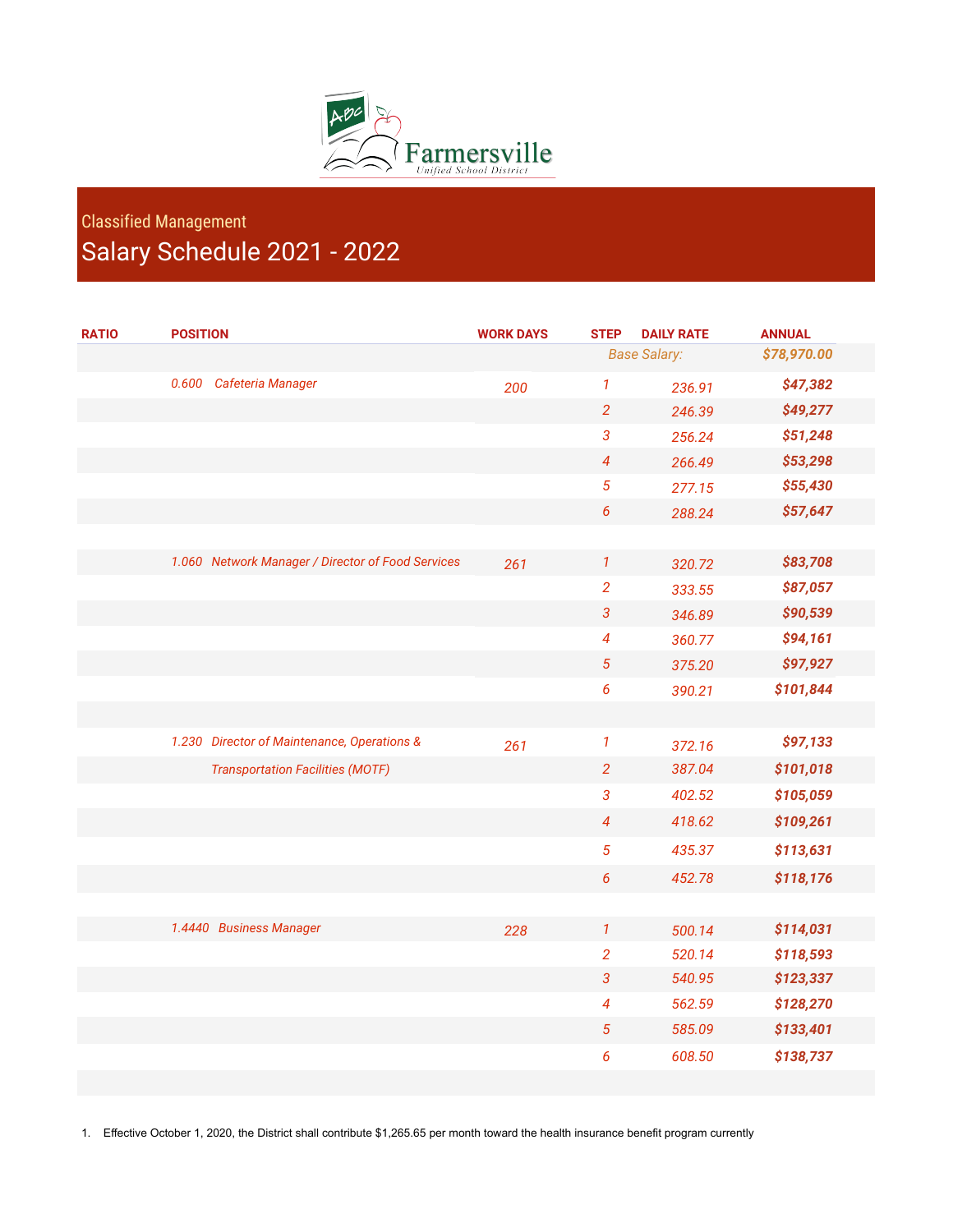Farmersville Unified School District

## Classified Management

# Salary Schedule 2021 - 2022

| RATIO | POSITION | WORK DAYS | STEP | DAILY RATE | ANNUAL |
|---|---|---|---|---|---|
| | | | | *Base Salary:* | *$78,970.00* |
| *0.600* | *Cafeteria Manager* | *200* | *1* | *236.91* | ***$47,382*** |
| | | | *2* | *246.39* | ***$49,277*** |
| | | | *3* | *256.24* | ***$51,248*** |
| | | | *4* | *266.49* | ***$53,298*** |
| | | | *5* | *277.15* | ***$55,430*** |
| | | | *6* | *288.24* | ***$57,647*** |
| | | | | | |
| *1.060* | *Network Manager / Director of Food Services* | *261* | *1* | *320.72* | ***$83,708*** |
| | | | *2* | *333.55* | ***$87,057*** |
| | | | *3* | *346.89* | ***$90,539*** |
| | | | *4* | *360.77* | ***$94,161*** |
| | | | *5* | *375.20* | ***$97,927*** |
| | | | *6* | *390.21* | ***$101,844*** |
| | | | | | |
| *1.230* | *Director of Maintenance, Operations & Transportation Facilities (MOTF)* | *261* | *1* | *372.16* | ***$97,133*** |
| | | | *2* | *387.04* | ***$101,018*** |
| | | | *3* | *402.52* | ***$105,059*** |
| | | | *4* | *418.62* | ***$109,261*** |
| | | | *5* | *435.37* | ***$113,631*** |
| | | | *6* | *452.78* | ***$118,176*** |
| | | | | | |
| *1.4440* | *Business Manager* | *228* | *1* | *500.14* | ***$114,031*** |
| | | | *2* | *520.14* | ***$118,593*** |
| | | | *3* | *540.95* | ***$123,337*** |
| | | | *4* | *562.59* | ***$128,270*** |
| | | | *5* | *585.09* | ***$133,401*** |
| | | | *6* | *608.50* | ***$138,737*** |

1. Effective October 1, 2020, the District shall contribute $1,265.65 per month toward the health insurance benefit program currently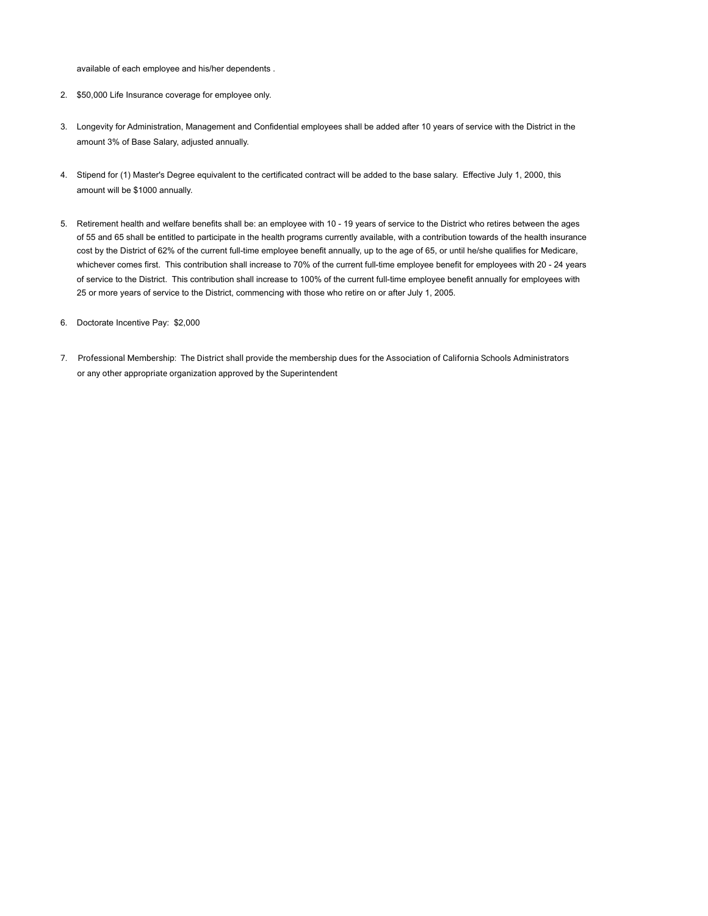available of each employee and his/her dependents .

2. $50,000 Life Insurance coverage for employee only.

3. Longevity for Administration, Management and Confidential employees shall be added after 10 years of service with the District in the amount 3% of Base Salary, adjusted annually.

4. Stipend for (1) Master's Degree equivalent to the certificated contract will be added to the base salary. Effective July 1, 2000, this amount will be $1000 annually.

5. Retirement health and welfare benefits shall be: an employee with 10 - 19 years of service to the District who retires between the ages of 55 and 65 shall be entitled to participate in the health programs currently available, with a contribution towards of the health insurance cost by the District of 62% of the current full-time employee benefit annually, up to the age of 65, or until he/she qualifies for Medicare, whichever comes first. This contribution shall increase to 70% of the current full-time employee benefit for employees with 20 - 24 years of service to the District. This contribution shall increase to 100% of the current full-time employee benefit annually for employees with 25 or more years of service to the District, commencing with those who retire on or after July 1, 2005.

6. Doctorate Incentive Pay: $2,000

7. Professional Membership: The District shall provide the membership dues for the Association of California Schools Administrators or any other appropriate organization approved by the Superintendent